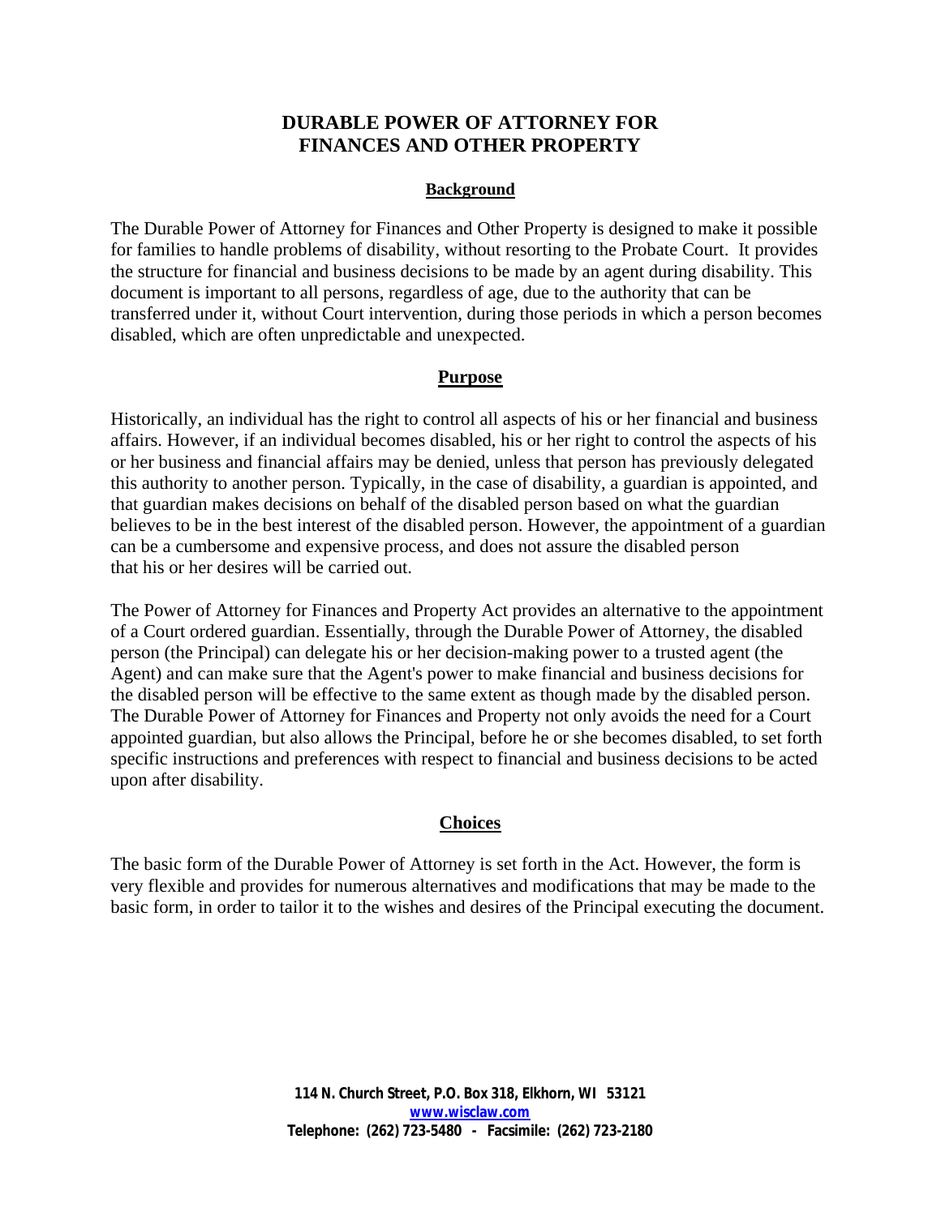# DURABLE POWER OF ATTORNEY FOR FINANCES AND OTHER PROPERTY

## Background

The Durable Power of Attorney for Finances and Other Property is designed to make it possible for families to handle problems of disability, without resorting to the Probate Court. It provides the structure for financial and business decisions to be made by an agent during disability. This document is important to all persons, regardless of age, due to the authority that can be transferred under it, without Court intervention, during those periods in which a person becomes disabled, which are often unpredictable and unexpected.

## Purpose

Historically, an individual has the right to control all aspects of his or her financial and business affairs. However, if an individual becomes disabled, his or her right to control the aspects of his or her business and financial affairs may be denied, unless that person has previously delegated this authority to another person. Typically, in the case of disability, a guardian is appointed, and that guardian makes decisions on behalf of the disabled person based on what the guardian believes to be in the best interest of the disabled person. However, the appointment of a guardian can be a cumbersome and expensive process, and does not assure the disabled person that his or her desires will be carried out.

The Power of Attorney for Finances and Property Act provides an alternative to the appointment of a Court ordered guardian. Essentially, through the Durable Power of Attorney, the disabled person (the Principal) can delegate his or her decision-making power to a trusted agent (the Agent) and can make sure that the Agent's power to make financial and business decisions for the disabled person will be effective to the same extent as though made by the disabled person. The Durable Power of Attorney for Finances and Property not only avoids the need for a Court appointed guardian, but also allows the Principal, before he or she becomes disabled, to set forth specific instructions and preferences with respect to financial and business decisions to be acted upon after disability.

## Choices

The basic form of the Durable Power of Attorney is set forth in the Act. However, the form is very flexible and provides for numerous alternatives and modifications that may be made to the basic form, in order to tailor it to the wishes and desires of the Principal executing the document.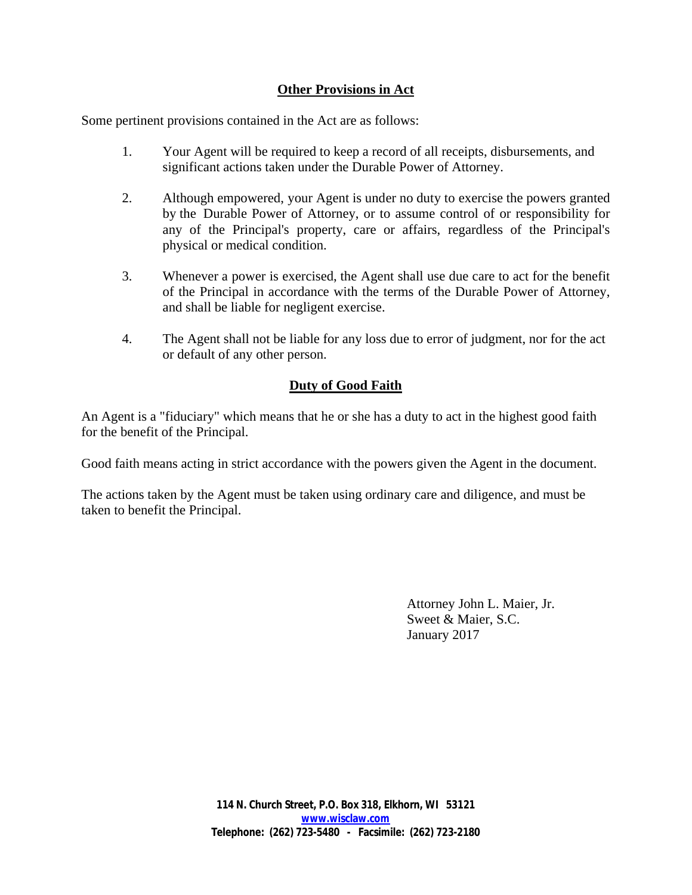## Other Provisions in Act

Some pertinent provisions contained in the Act are as follows:

1. Your Agent will be required to keep a record of all receipts, disbursements, and significant actions taken under the Durable Power of Attorney.

2. Although empowered, your Agent is under no duty to exercise the powers granted by the Durable Power of Attorney, or to assume control of or responsibility for any of the Principal's property, care or affairs, regardless of the Principal's physical or medical condition.

3. Whenever a power is exercised, the Agent shall use due care to act for the benefit of the Principal in accordance with the terms of the Durable Power of Attorney, and shall be liable for negligent exercise.

4. The Agent shall not be liable for any loss due to error of judgment, nor for the act or default of any other person.

## Duty of Good Faith

An Agent is a "fiduciary" which means that he or she has a duty to act in the highest good faith for the benefit of the Principal.

Good faith means acting in strict accordance with the powers given the Agent in the document.

The actions taken by the Agent must be taken using ordinary care and diligence, and must be taken to benefit the Principal.

Attorney John L. Maier, Jr.
Sweet & Maier, S.C.
January 2017

**114 N. Church Street, P.O. Box 318, Elkhorn, WI 53121**
**www.wisclaw.com**
**Telephone: (262) 723-5480 - Facsimile: (262) 723-2180**